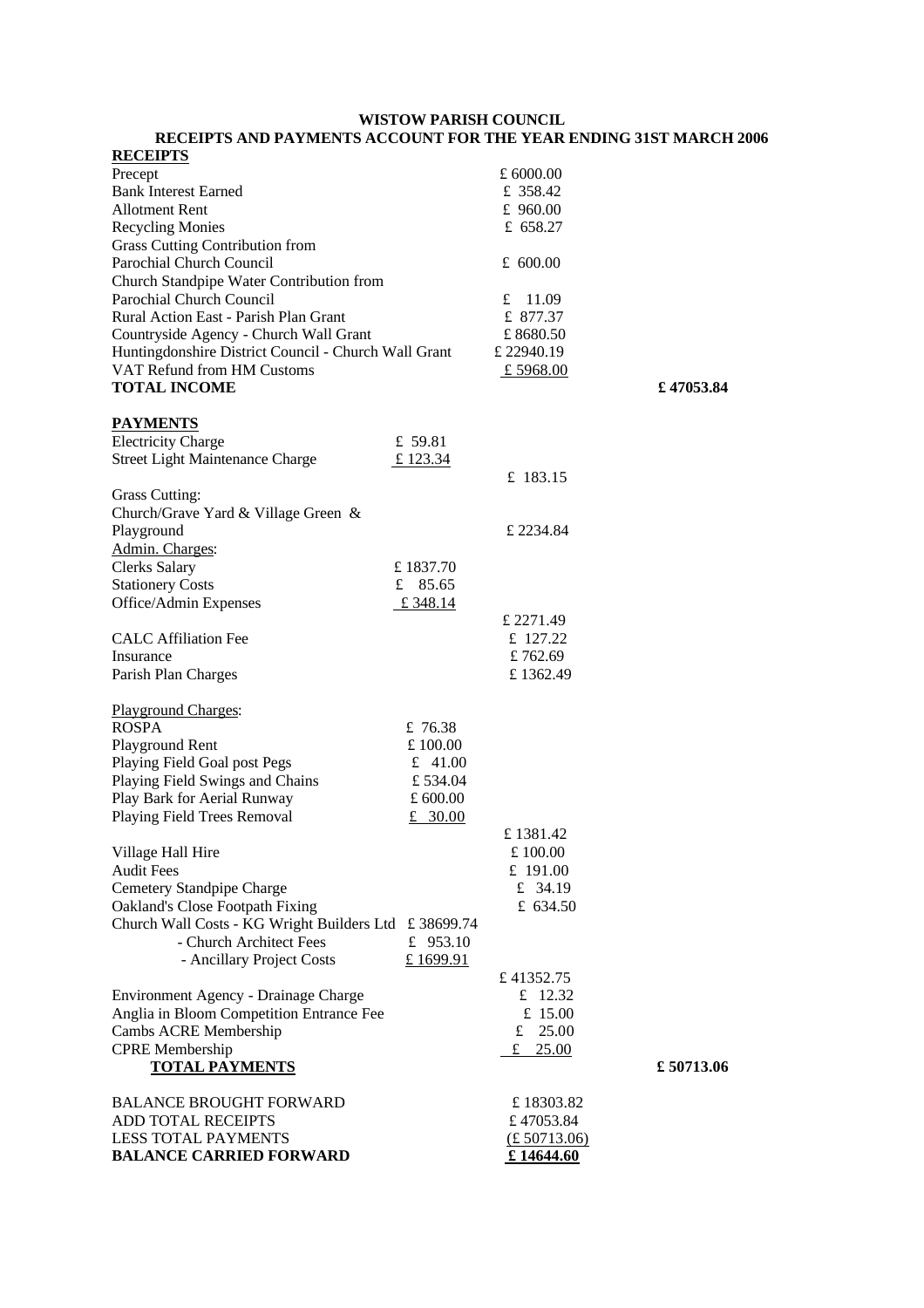# WISTOW PARISH COUNCIL

## RECEIPTS AND PAYMENTS ACCOUNT FOR THE YEAR ENDING 31ST MARCH 2006

**RECEIPTS**

| | | | |
|---|---|---|---|
| Precept | | £ 6000.00 | |
| Bank Interest Earned | | £ 358.42 | |
| Allotment Rent | | £ 960.00 | |
| Recycling Monies | | £ 658.27 | |
| Grass Cutting Contribution from Parochial Church Council | | £ 600.00 | |
| Church Standpipe Water Contribution from Parochial Church Council | | £ 11.09 | |
| Rural Action East - Parish Plan Grant | | £ 877.37 | |
| Countryside Agency - Church Wall Grant | | £ 8680.50 | |
| Huntingdonshire District Council - Church Wall Grant | | £ 22940.19 | |
| VAT Refund from HM Customs | | £ 5968.00 | |
| **TOTAL INCOME** | | | **£ 47053.84** |

**PAYMENTS**

| | | | |
|---|---|---|---|
| Electricity Charge | £ 59.81 | | |
| Street Light Maintenance Charge | £ 123.34 | | |
| | | £ 183.15 | |
| Grass Cutting: Church/Grave Yard & Village Green & Playground | | £ 2234.84 | |
| Admin. Charges: | | | |
| Clerks Salary | £ 1837.70 | | |
| Stationery Costs | £ 85.65 | | |
| Office/Admin Expenses | £ 348.14 | | |
| | | £ 2271.49 | |
| CALC Affiliation Fee | | £ 127.22 | |
| Insurance | | £ 762.69 | |
| Parish Plan Charges | | £ 1362.49 | |
| Playground Charges: | | | |
| ROSPA | £ 76.38 | | |
| Playground Rent | £ 100.00 | | |
| Playing Field Goal post Pegs | £ 41.00 | | |
| Playing Field Swings and Chains | £ 534.04 | | |
| Play Bark for Aerial Runway | £ 600.00 | | |
| Playing Field Trees Removal | £ 30.00 | | |
| | | £ 1381.42 | |
| Village Hall Hire | | £ 100.00 | |
| Audit Fees | | £ 191.00 | |
| Cemetery Standpipe Charge | | £ 34.19 | |
| Oakland's Close Footpath Fixing | | £ 634.50 | |
| Church Wall Costs - KG Wright Builders Ltd | £ 38699.74 | | |
| - Church Architect Fees | £ 953.10 | | |
| - Ancillary Project Costs | £ 1699.91 | | |
| | | £ 41352.75 | |
| Environment Agency - Drainage Charge | | £ 12.32 | |
| Anglia in Bloom Competition Entrance Fee | | £ 15.00 | |
| Cambs ACRE Membership | | £ 25.00 | |
| CPRE Membership | | £ 25.00 | |
| **TOTAL PAYMENTS** | | | **£ 50713.06** |

| | |
|---|---|
| BALANCE BROUGHT FORWARD | £ 18303.82 |
| ADD TOTAL RECEIPTS | £ 47053.84 |
| LESS TOTAL PAYMENTS | (£ 50713.06) |
| **BALANCE CARRIED FORWARD** | **£ 14644.60** |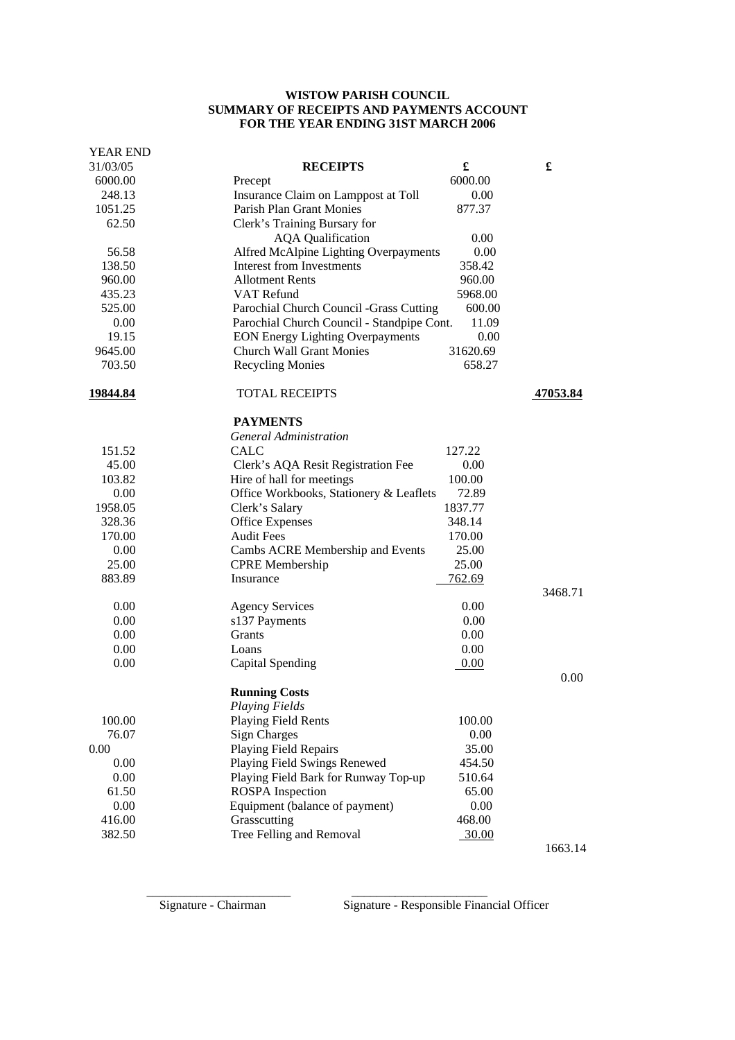**WISTOW PARISH COUNCIL**
**SUMMARY OF RECEIPTS AND PAYMENTS ACCOUNT**
**FOR THE YEAR ENDING 31ST MARCH 2006**

| YEAR END 31/03/05 | RECEIPTS | £ | £ |
|---|---|---|---|
| 6000.00 | Precept | 6000.00 | |
| 248.13 | Insurance Claim on Lamppost at Toll | 0.00 | |
| 1051.25 | Parish Plan Grant Monies | 877.37 | |
| 62.50 | Clerk's Training Bursary for AQA Qualification | 0.00 | |
| 56.58 | Alfred McAlpine Lighting Overpayments | 0.00 | |
| 138.50 | Interest from Investments | 358.42 | |
| 960.00 | Allotment Rents | 960.00 | |
| 435.23 | VAT Refund | 5968.00 | |
| 525.00 | Parochial Church Council -Grass Cutting | 600.00 | |
| 0.00 | Parochial Church Council - Standpipe Cont. | 11.09 | |
| 19.15 | EON Energy Lighting Overpayments | 0.00 | |
| 9645.00 | Church Wall Grant Monies | 31620.69 | |
| 703.50 | Recycling Monies | 658.27 | |
| **19844.84** | TOTAL RECEIPTS | | **47053.84** |
| | **PAYMENTS** | | |
| | *General Administration* | | |
| 151.52 | CALC | 127.22 | |
| 45.00 | Clerk's AQA Resit Registration Fee | 0.00 | |
| 103.82 | Hire of hall for meetings | 100.00 | |
| 0.00 | Office Workbooks, Stationery & Leaflets | 72.89 | |
| 1958.05 | Clerk's Salary | 1837.77 | |
| 328.36 | Office Expenses | 348.14 | |
| 170.00 | Audit Fees | 170.00 | |
| 0.00 | Cambs ACRE Membership and Events | 25.00 | |
| 25.00 | CPRE Membership | 25.00 | |
| 883.89 | Insurance | 762.69 | |
| | | | 3468.71 |
| 0.00 | Agency Services | 0.00 | |
| 0.00 | s137 Payments | 0.00 | |
| 0.00 | Grants | 0.00 | |
| 0.00 | Loans | 0.00 | |
| 0.00 | Capital Spending | 0.00 | |
| | | | 0.00 |
| | **Running Costs** | | |
| | *Playing Fields* | | |
| 100.00 | Playing Field Rents | 100.00 | |
| 76.07 | Sign Charges | 0.00 | |
| 0.00 | Playing Field Repairs | 35.00 | |
| 0.00 | Playing Field Swings Renewed | 454.50 | |
| 0.00 | Playing Field Bark for Runway Top-up | 510.64 | |
| 61.50 | ROSPA Inspection | 65.00 | |
| 0.00 | Equipment (balance of payment) | 0.00 | |
| 416.00 | Grasscutting | 468.00 | |
| 382.50 | Tree Felling and Removal | 30.00 | |
| | | | 1663.14 |

Signature - Chairman

Signature - Responsible Financial Officer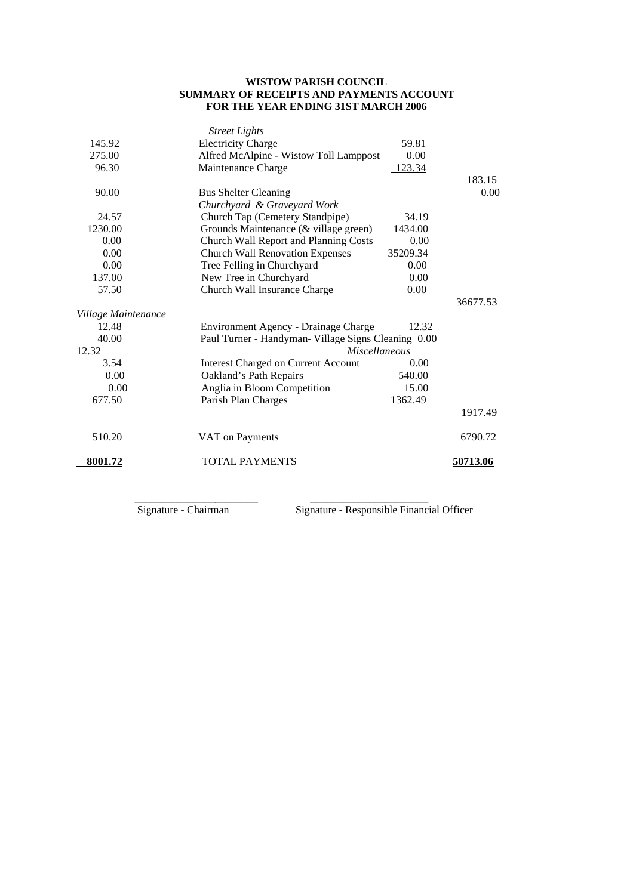**WISTOW PARISH COUNCIL**
**SUMMARY OF RECEIPTS AND PAYMENTS ACCOUNT**
**FOR THE YEAR ENDING 31ST MARCH 2006**

| | | | |
|---|---|---|---|
| | *Street Lights* | | |
| 145.92 | Electricity Charge | 59.81 | |
| 275.00 | Alfred McAlpine - Wistow Toll Lamppost | 0.00 | |
| 96.30 | Maintenance Charge | 123.34 | |
| | | | 183.15 |
| 90.00 | Bus Shelter Cleaning | | 0.00 |
| | *Churchyard & Graveyard Work* | | |
| 24.57 | Church Tap (Cemetery Standpipe) | 34.19 | |
| 1230.00 | Grounds Maintenance (& village green) | 1434.00 | |
| 0.00 | Church Wall Report and Planning Costs | 0.00 | |
| 0.00 | Church Wall Renovation Expenses | 35209.34 | |
| 0.00 | Tree Felling in Churchyard | 0.00 | |
| 137.00 | New Tree in Churchyard | 0.00 | |
| 57.50 | Church Wall Insurance Charge | 0.00 | |
| | | | 36677.53 |
| *Village Maintenance* | | | |
| 12.48 | Environment Agency - Drainage Charge | 12.32 | |
| 40.00 | Paul Turner - Handyman- Village Signs Cleaning | 0.00 | |
| 12.32 | *Miscellaneous* | | |
| 3.54 | Interest Charged on Current Account | 0.00 | |
| 0.00 | Oakland's Path Repairs | 540.00 | |
| 0.00 | Anglia in Bloom Competition | 15.00 | |
| 677.50 | Parish Plan Charges | 1362.49 | |
| | | | 1917.49 |
| 510.20 | VAT on Payments | | 6790.72 |
| **8001.72** | TOTAL PAYMENTS | | **50713.06** |

_______________________ Signature - Chairman

_______________________ Signature - Responsible Financial Officer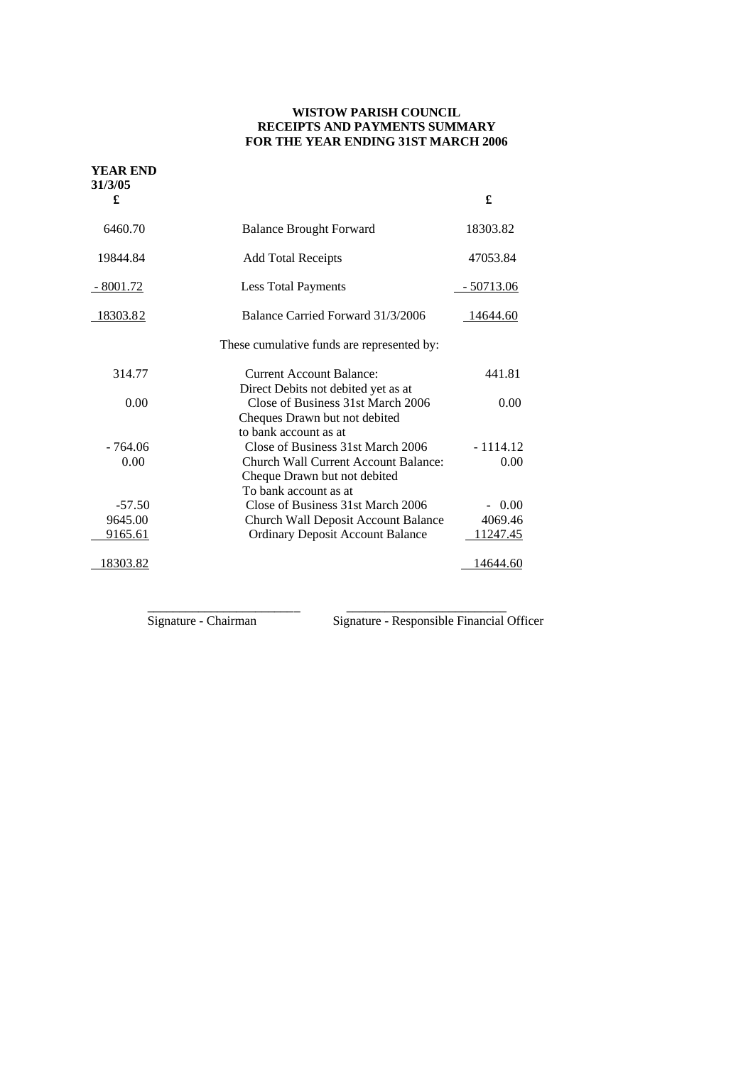**WISTOW PARISH COUNCIL**
**RECEIPTS AND PAYMENTS SUMMARY**
**FOR THE YEAR ENDING 31ST MARCH 2006**

| YEAR END 31/3/05 £ | | £ |
|---|---|---|
| 6460.70 | Balance Brought Forward | 18303.82 |
| 19844.84 | Add Total Receipts | 47053.84 |
| - 8001.72 | Less Total Payments | - 50713.06 |
| 18303.82 | Balance Carried Forward 31/3/2006 | 14644.60 |
| | These cumulative funds are represented by: | |
| 314.77 | Current Account Balance: | 441.81 |
| 0.00 | Direct Debits not debited yet as at Close of Business 31st March 2006 | 0.00 |
| - 764.06 | Cheques Drawn but not debited to bank account as at Close of Business 31st March 2006 | - 1114.12 |
| 0.00 | Church Wall Current Account Balance: | 0.00 |
| -57.50 | Cheque Drawn but not debited To bank account as at Close of Business 31st March 2006 | - 0.00 |
| 9645.00 | Church Wall Deposit Account Balance | 4069.46 |
| 9165.61 | Ordinary Deposit Account Balance | 11247.45 |
| 18303.82 | | 14644.60 |

________________________ Signature - Chairman

________________________ Signature - Responsible Financial Officer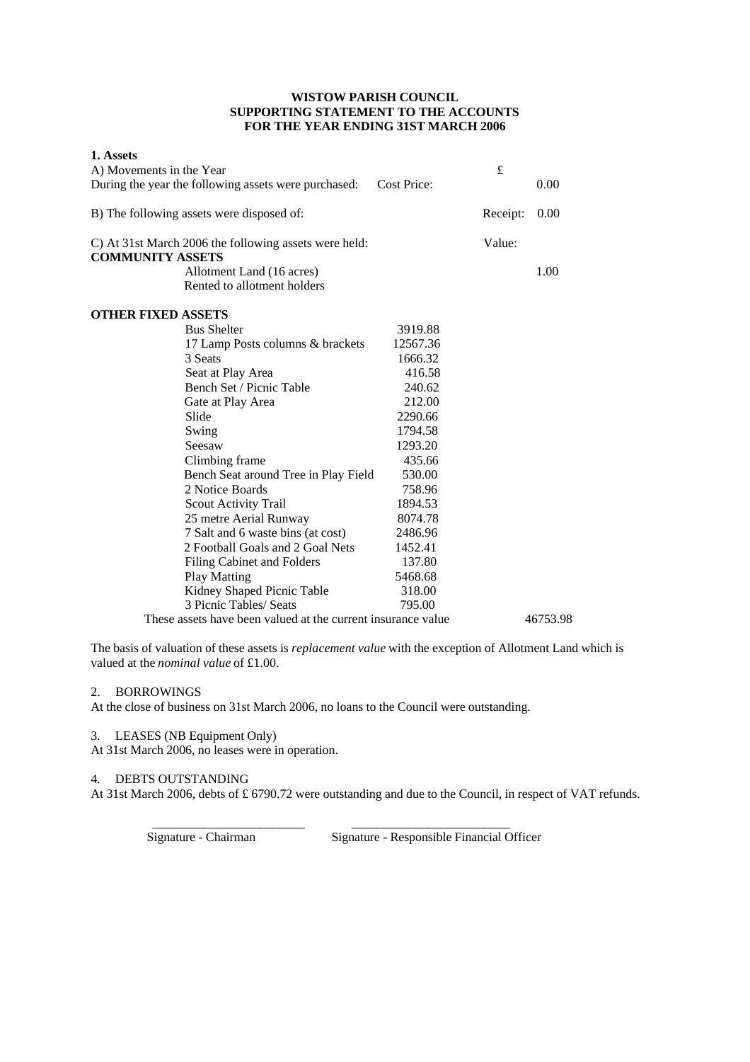**WISTOW PARISH COUNCIL**
**SUPPORTING STATEMENT TO THE ACCOUNTS**
**FOR THE YEAR ENDING 31ST MARCH 2006**

**1. Assets**

| | | | |
|---|---|---|---|
| A) Movements in the Year | | £ | |
| During the year the following assets were purchased: | Cost Price: | | 0.00 |
| B) The following assets were disposed of: | | Receipt: | 0.00 |
| C) At 31st March 2006 the following assets were held: | | Value: | |

**COMMUNITY ASSETS**

| | | |
|---|---|---|
| Allotment Land (16 acres) | | 1.00 |
| Rented to allotment holders | | |

**OTHER FIXED ASSETS**

| | | |
|---|---|---|
| Bus Shelter | 3919.88 | |
| 17 Lamp Posts columns & brackets | 12567.36 | |
| 3 Seats | 1666.32 | |
| Seat at Play Area | 416.58 | |
| Bench Set / Picnic Table | 240.62 | |
| Gate at Play Area | 212.00 | |
| Slide | 2290.66 | |
| Swing | 1794.58 | |
| Seesaw | 1293.20 | |
| Climbing frame | 435.66 | |
| Bench Seat around Tree in Play Field | 530.00 | |
| 2 Notice Boards | 758.96 | |
| Scout Activity Trail | 1894.53 | |
| 25 metre Aerial Runway | 8074.78 | |
| 7 Salt and 6 waste bins (at cost) | 2486.96 | |
| 2 Football Goals and 2 Goal Nets | 1452.41 | |
| Filing Cabinet and Folders | 137.80 | |
| Play Matting | 5468.68 | |
| Kidney Shaped Picnic Table | 318.00 | |
| 3 Picnic Tables/ Seats | 795.00 | |
| These assets have been valued at the current insurance value | | 46753.98 |

The basis of valuation of these assets is *replacement value* with the exception of Allotment Land which is valued at the *nominal value* of £1.00.

2. BORROWINGS

At the close of business on 31st March 2006, no loans to the Council were outstanding.

3. LEASES (NB Equipment Only)

At 31st March 2006, no leases were in operation.

4. DEBTS OUTSTANDING

At 31st March 2006, debts of £ 6790.72 were outstanding and due to the Council, in respect of VAT refunds.

\_\_\_\_\_\_\_\_\_\_\_\_\_\_\_\_\_\_\_\_\_\_\_\_ \_\_\_\_\_\_\_\_\_\_\_\_\_\_\_\_\_\_\_\_\_\_\_\_

Signature - Chairman    Signature - Responsible Financial Officer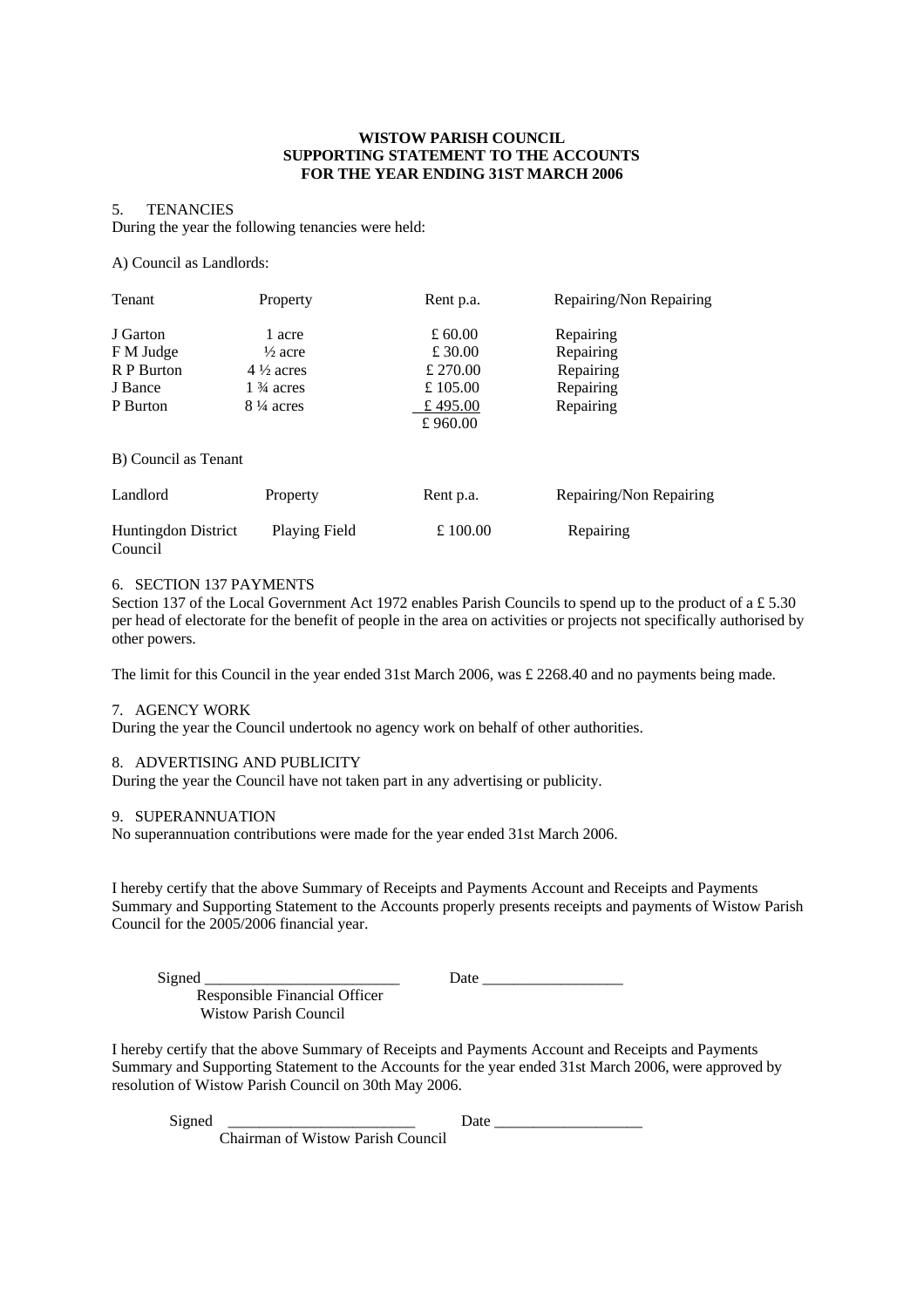**WISTOW PARISH COUNCIL**
**SUPPORTING STATEMENT TO THE ACCOUNTS**
**FOR THE YEAR ENDING 31ST MARCH 2006**

5. TENANCIES

During the year the following tenancies were held:

A) Council as Landlords:

| Tenant | Property | Rent p.a. | Repairing/Non Repairing |
|---|---|---|---|
| J Garton | 1 acre | £ 60.00 | Repairing |
| F M Judge | ½ acre | £ 30.00 | Repairing |
| R P Burton | 4 ½ acres | £ 270.00 | Repairing |
| J Bance | 1 ¾ acres | £ 105.00 | Repairing |
| P Burton | 8 ¼ acres | £ 495.00 | Repairing |
| | | £ 960.00 | |

B) Council as Tenant

| Landlord | Property | Rent p.a. | Repairing/Non Repairing |
|---|---|---|---|
| Huntingdon District Council | Playing Field | £ 100.00 | Repairing |

6. SECTION 137 PAYMENTS

Section 137 of the Local Government Act 1972 enables Parish Councils to spend up to the product of a £ 5.30 per head of electorate for the benefit of people in the area on activities or projects not specifically authorised by other powers.

The limit for this Council in the year ended 31st March 2006, was £ 2268.40 and no payments being made.

7. AGENCY WORK

During the year the Council undertook no agency work on behalf of other authorities.

8. ADVERTISING AND PUBLICITY

During the year the Council have not taken part in any advertising or publicity.

9. SUPERANNUATION

No superannuation contributions were made for the year ended 31st March 2006.

I hereby certify that the above Summary of Receipts and Payments Account and Receipts and Payments Summary and Supporting Statement to the Accounts properly presents receipts and payments of Wistow Parish Council for the 2005/2006 financial year.

Signed _________________________ Date __________________
Responsible Financial Officer
Wistow Parish Council

I hereby certify that the above Summary of Receipts and Payments Account and Receipts and Payments Summary and Supporting Statement to the Accounts for the year ended 31st March 2006, were approved by resolution of Wistow Parish Council on 30th May 2006.

Signed _________________________ Date ___________________
Chairman of Wistow Parish Council